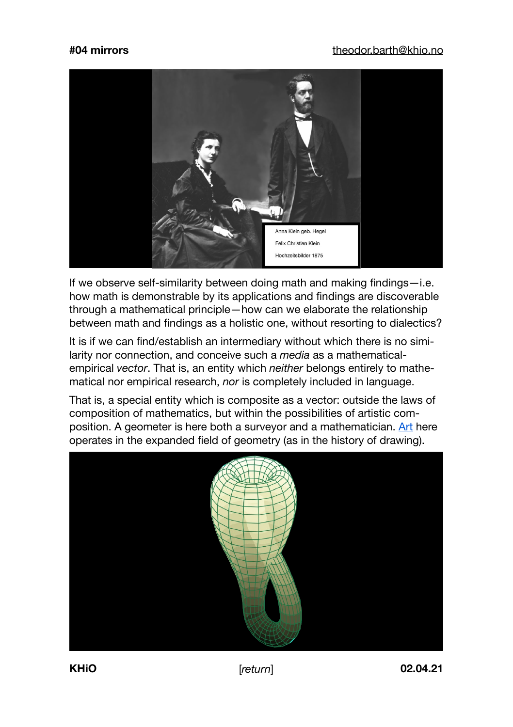**#04 mirrors** theodor.barth@khio.no

Anna Klein geb. Hegel

Felix Christian Klein

Hochzeitsbilder 1875

If we observe self-similarity between doing math and making findings—i.e. how math is demonstrable by its applications and findings are discoverable through a mathematical principle—how can we elaborate the relationship between math and findings as a holistic one, without resorting to dialectics?

It is if we can find/establish an intermediary without which there is no similarity nor connection, and conceive such a *media* as a mathematical-empirical *vector*. That is, an entity which *neither* belongs entirely to mathematical nor empirical research, *nor* is completely included in language.

That is, a special entity which is composite as a vector: outside the laws of composition of mathematics, but within the possibilities of artistic composition. A geometer is here both a surveyor and a mathematician. Art here operates in the expanded field of geometry (as in the history of drawing).

**KHiO** [*return*] **02.04.21**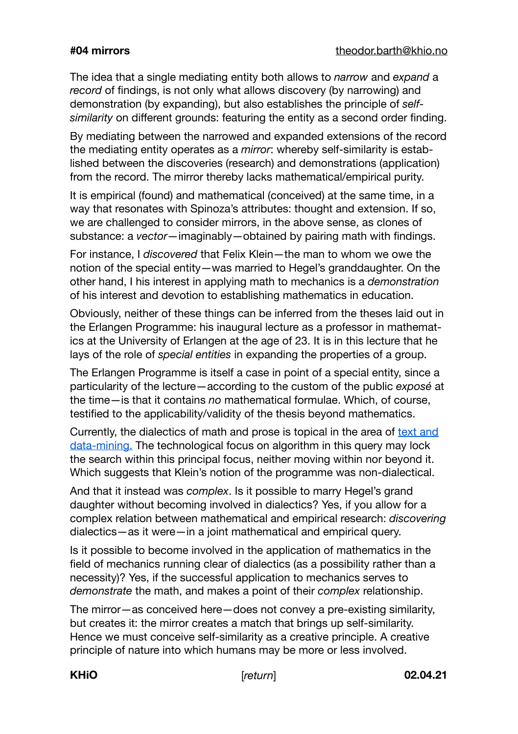**#04 mirrors** theodor.barth@khio.no

The idea that a single mediating entity both allows to *narrow* and *expand* a *record* of findings, is not only what allows discovery (by narrowing) and demonstration (by expanding), but also establishes the principle of *self-similarity* on different grounds: featuring the entity as a second order finding.

By mediating between the narrowed and expanded extensions of the record the mediating entity operates as a *mirror*: whereby self-similarity is established between the discoveries (research) and demonstrations (application) from the record. The mirror thereby lacks mathematical/empirical purity.

It is empirical (found) and mathematical (conceived) at the same time, in a way that resonates with Spinoza's attributes: thought and extension. If so, we are challenged to consider mirrors, in the above sense, as clones of substance: a *vector*—imaginably—obtained by pairing math with findings.

For instance, I *discovered* that Felix Klein—the man to whom we owe the notion of the special entity—was married to Hegel's granddaughter. On the other hand, I his interest in applying math to mechanics is a *demonstration* of his interest and devotion to establishing mathematics in education.

Obviously, neither of these things can be inferred from the theses laid out in the Erlangen Programme: his inaugural lecture as a professor in mathematics at the University of Erlangen at the age of 23. It is in this lecture that he lays of the role of *special entities* in expanding the properties of a group.

The Erlangen Programme is itself a case in point of a special entity, since a particularity of the lecture—according to the custom of the public *exposé* at the time—is that it contains *no* mathematical formulae. Which, of course, testified to the applicability/validity of the thesis beyond mathematics.

Currently, the dialectics of math and prose is topical in the area of text and data-mining. The technological focus on algorithm in this query may lock the search within this principal focus, neither moving within nor beyond it. Which suggests that Klein's notion of the programme was non-dialectical.

And that it instead was *complex*. Is it possible to marry Hegel's grand daughter without becoming involved in dialectics? Yes, if you allow for a complex relation between mathematical and empirical research: *discovering* dialectics—as it were—in a joint mathematical and empirical query.

Is it possible to become involved in the application of mathematics in the field of mechanics running clear of dialectics (as a possibility rather than a necessity)? Yes, if the successful application to mechanics serves to *demonstrate* the math, and makes a point of their *complex* relationship.

The mirror—as conceived here—does not convey a pre-existing similarity, but creates it: the mirror creates a match that brings up self-similarity. Hence we must conceive self-similarity as a creative principle. A creative principle of nature into which humans may be more or less involved.

**KHiO** [*return*] **02.04.21**